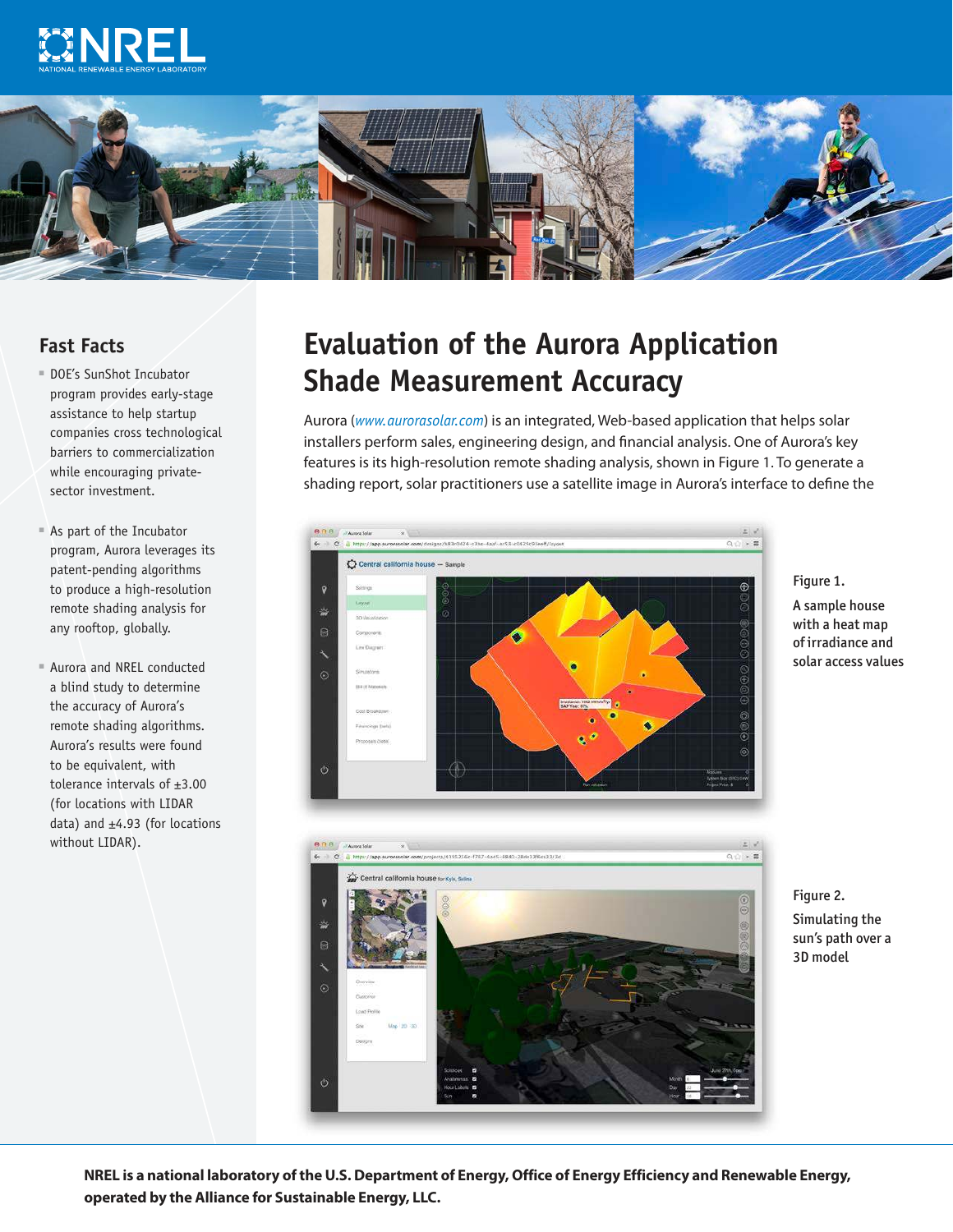# Evaluation of the Aurora Application Shade Measurement Accuracy

## Fast Facts

- DOE's SunShot Incubator program provides early-stage assistance to help startup companies cross technological barriers to commercialization while encouraging private-sector investment.
- As part of the Incubator program, Aurora leverages its patent-pending algorithms to produce a high-resolution remote shading analysis for any rooftop, globally.
- Aurora and NREL conducted a blind study to determine the accuracy of Aurora's remote shading algorithms. Aurora's results were found to be equivalent, with tolerance intervals of ±3.00 (for locations with LIDAR data) and ±4.93 (for locations without LIDAR).

Aurora (*www.aurorasolar.com*) is an integrated, Web-based application that helps solar installers perform sales, engineering design, and financial analysis. One of Aurora's key features is its high-resolution remote shading analysis, shown in Figure 1. To generate a shading report, solar practitioners use a satellite image in Aurora's interface to define the

Figure 1. A sample house with a heat map of irradiance and solar access values

Figure 2. Simulating the sun's path over a 3D model

**NREL is a national laboratory of the U.S. Department of Energy, Office of Energy Efficiency and Renewable Energy, operated by the Alliance for Sustainable Energy, LLC.**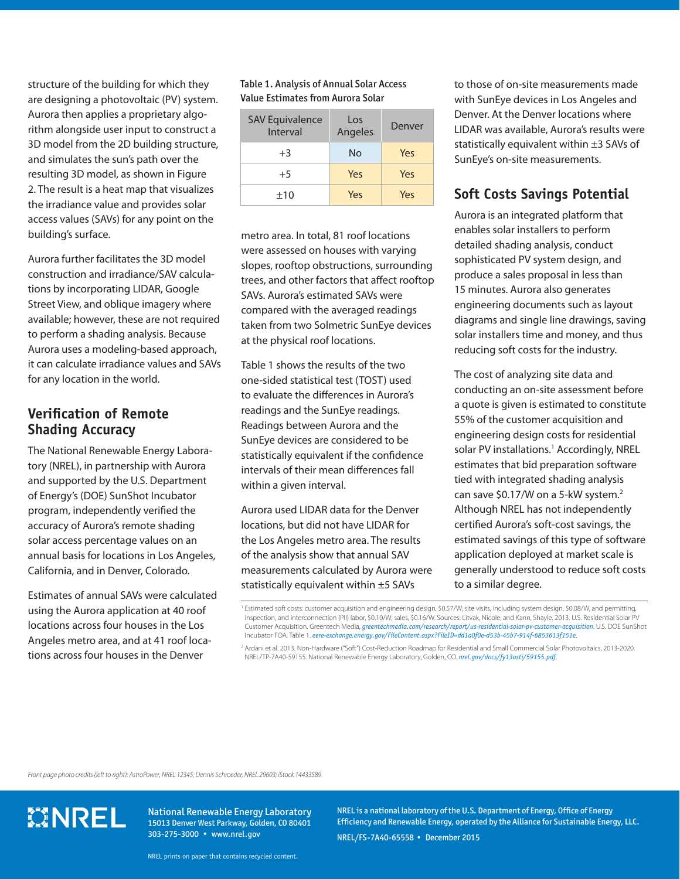structure of the building for which they are designing a photovoltaic (PV) system. Aurora then applies a proprietary algorithm alongside user input to construct a 3D model from the 2D building structure, and simulates the sun's path over the resulting 3D model, as shown in Figure 2. The result is a heat map that visualizes the irradiance value and provides solar access values (SAVs) for any point on the building's surface.

Aurora further facilitates the 3D model construction and irradiance/SAV calculations by incorporating LIDAR, Google Street View, and oblique imagery where available; however, these are not required to perform a shading analysis. Because Aurora uses a modeling-based approach, it can calculate irradiance values and SAVs for any location in the world.

## Verification of Remote Shading Accuracy

The National Renewable Energy Laboratory (NREL), in partnership with Aurora and supported by the U.S. Department of Energy's (DOE) SunShot Incubator program, independently verified the accuracy of Aurora's remote shading solar access percentage values on an annual basis for locations in Los Angeles, California, and in Denver, Colorado.

Estimates of annual SAVs were calculated using the Aurora application at 40 roof locations across four houses in the Los Angeles metro area, and at 41 roof locations across four houses in the Denver metro area. In total, 81 roof locations were assessed on houses with varying slopes, rooftop obstructions, surrounding trees, and other factors that affect rooftop SAVs. Aurora's estimated SAVs were compared with the averaged readings taken from two Solmetric SunEye devices at the physical roof locations.

**Table 1. Analysis of Annual Solar Access Value Estimates from Aurora Solar**

| SAV Equivalence Interval | Los Angeles | Denver |
|---|---|---|
| +3 | No | Yes |
| +5 | Yes | Yes |
| ±10 | Yes | Yes |

Table 1 shows the results of the two one-sided statistical test (TOST) used to evaluate the differences in Aurora's readings and the SunEye readings. Readings between Aurora and the SunEye devices are considered to be statistically equivalent if the confidence intervals of their mean differences fall within a given interval.

Aurora used LIDAR data for the Denver locations, but did not have LIDAR for the Los Angeles metro area. The results of the analysis show that annual SAV measurements calculated by Aurora were statistically equivalent within ±5 SAVs to those of on-site measurements made with SunEye devices in Los Angeles and Denver. At the Denver locations where LIDAR was available, Aurora's results were statistically equivalent within ±3 SAVs of SunEye's on-site measurements.

## Soft Costs Savings Potential

Aurora is an integrated platform that enables solar installers to perform detailed shading analysis, conduct sophisticated PV system design, and produce a sales proposal in less than 15 minutes. Aurora also generates engineering documents such as layout diagrams and single line drawings, saving solar installers time and money, and thus reducing soft costs for the industry.

The cost of analyzing site data and conducting an on-site assessment before a quote is given is estimated to constitute 55% of the customer acquisition and engineering design costs for residential solar PV installations.[1] Accordingly, NREL estimates that bid preparation software tied with integrated shading analysis can save $0.17/W on a 5-kW system.[2] Although NREL has not independently certified Aurora's soft-cost savings, the estimated savings of this type of software application deployed at market scale is generally understood to reduce soft costs to a similar degree.

[1] Estimated soft costs: customer acquisition and engineering design, $0.57/W; site visits, including system design, $0.08/W, and permitting, inspection, and interconnection (PII) labor, $0.10/W; sales, $0.16/W. Sources: Litvak, Nicole, and Kann, Shayle. 2013. U.S. Residential Solar PV Customer Acquisition. Greentech Media, *greentechmedia.com/research/report/us-residential-solar-pv-customer-acquisition*. U.S. DOE SunShot Incubator FOA. Table 1. *eere-exchange.energy.gov/FileContent.aspx?FileID=dd1a0f0e-d53b-45b7-914f-6853613f151e*.

[2] Ardani et al. 2013. Non-Hardware ("Soft") Cost-Reduction Roadmap for Residential and Small Commercial Solar Photovoltaics, 2013-2020. NREL/TP-7A40-59155. National Renewable Energy Laboratory, Golden, CO. *nrel.gov/docs/fy13osti/59155.pdf*.

*Front page photo credits (left to right): AstroPower, NREL 12345; Dennis Schroeder, NREL 29603; iStock 14433589*

NREL

**National Renewable Energy Laboratory**
15013 Denver West Parkway, Golden, CO 80401
303-275-3000 • www.nrel.gov

NREL is a national laboratory of the U.S. Department of Energy, Office of Energy Efficiency and Renewable Energy, operated by the Alliance for Sustainable Energy, LLC.

NREL/FS-7A40-65558 • December 2015

NREL prints on paper that contains recycled content.